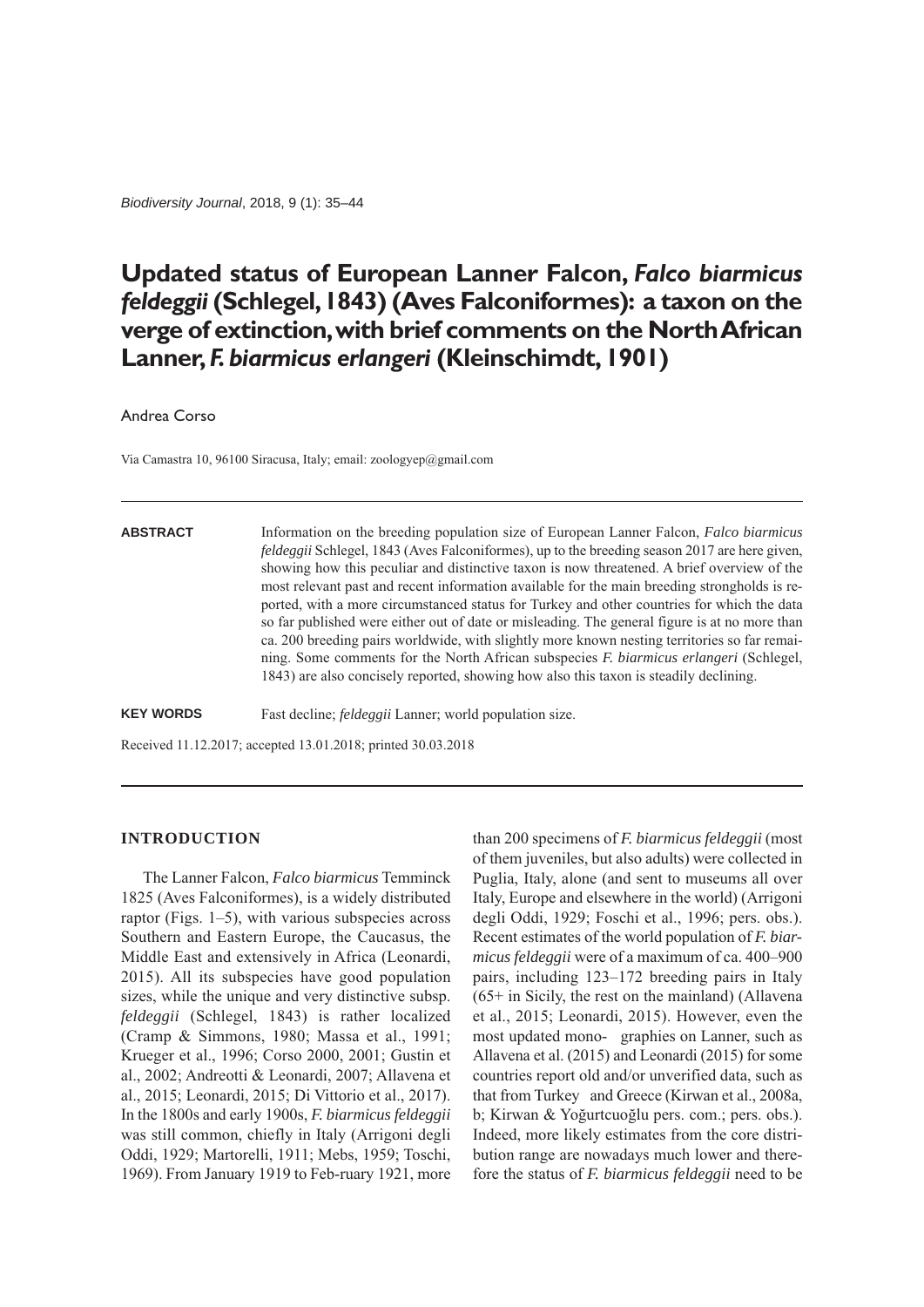Biodiversity Journal, 2018, 9 (1): 35–44

# Updated status of European Lanner Falcon, *Falco biarmicus feldeggii* (Schlegel, 1843) (Aves Falconiformes): a taxon on the verge of extinction, with brief comments on the North African Lanner, *F. biarmicus erlangeri* (Kleinschimdt, 1901)

Andrea Corso

Via Camastra 10, 96100 Siracusa, Italy; email: zoologyep@gmail.com

**ABSTRACT** Information on the breeding population size of European Lanner Falcon, *Falco biarmicus feldeggii* Schlegel, 1843 (Aves Falconiformes), up to the breeding season 2017 are here given, showing how this peculiar and distinctive taxon is now threatened. A brief overview of the most relevant past and recent information available for the main breeding strongholds is reported, with a more circumstanced status for Turkey and other countries for which the data so far published were either out of date or misleading. The general figure is at no more than ca. 200 breeding pairs worldwide, with slightly more known nesting territories so far remaining. Some comments for the North African subspecies *F. biarmicus erlangeri* (Schlegel, 1843) are also concisely reported, showing how also this taxon is steadily declining.

**KEY WORDS** Fast decline; *feldeggii* Lanner; world population size.

Received 11.12.2017; accepted 13.01.2018; printed 30.03.2018

## INTRODUCTION

The Lanner Falcon, *Falco biarmicus* Temminck 1825 (Aves Falconiformes), is a widely distributed raptor (Figs. 1–5), with various subspecies across Southern and Eastern Europe, the Caucasus, the Middle East and extensively in Africa (Leonardi, 2015). All its subspecies have good population sizes, while the unique and very distinctive subsp. *feldeggii* (Schlegel, 1843) is rather localized (Cramp & Simmons, 1980; Massa et al., 1991; Krueger et al., 1996; Corso 2000, 2001; Gustin et al., 2002; Andreotti & Leonardi, 2007; Allavena et al., 2015; Leonardi, 2015; Di Vittorio et al., 2017). In the 1800s and early 1900s, *F. biarmicus feldeggii* was still common, chiefly in Italy (Arrigoni degli Oddi, 1929; Martorelli, 1911; Mebs, 1959; Toschi, 1969). From January 1919 to Feb-ruary 1921, more than 200 specimens of *F. biarmicus feldeggii* (most of them juveniles, but also adults) were collected in Puglia, Italy, alone (and sent to museums all over Italy, Europe and elsewhere in the world) (Arrigoni degli Oddi, 1929; Foschi et al., 1996; pers. obs.). Recent estimates of the world population of *F. biarmicus feldeggii* were of a maximum of ca. 400–900 pairs, including 123–172 breeding pairs in Italy (65+ in Sicily, the rest on the mainland) (Allavena et al., 2015; Leonardi, 2015). However, even the most updated mono- graphies on Lanner, such as Allavena et al. (2015) and Leonardi (2015) for some countries report old and/or unverified data, such as that from Turkey and Greece (Kirwan et al., 2008a, b; Kirwan & Yoğurtcuoğlu pers. com.; pers. obs.). Indeed, more likely estimates from the core distribution range are nowadays much lower and therefore the status of *F. biarmicus feldeggii* need to be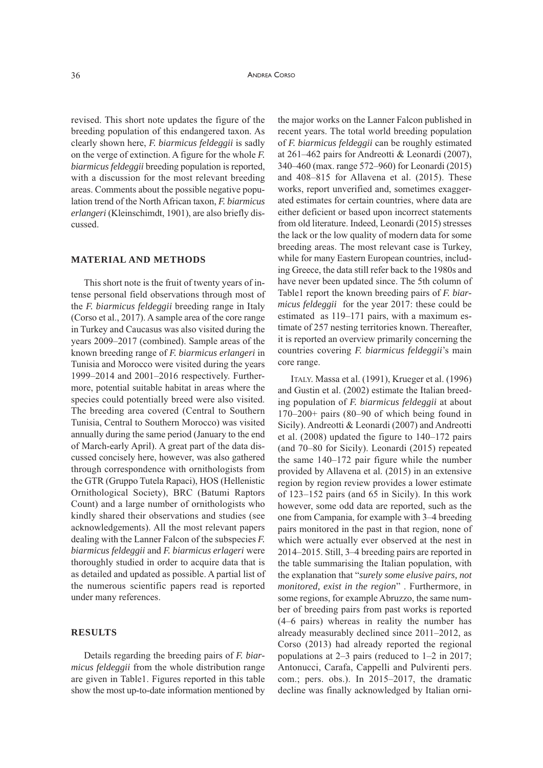revised. This short note updates the figure of the breeding population of this endangered taxon. As clearly shown here, *F. biarmicus feldeggii* is sadly on the verge of extinction. A figure for the whole *F. biarmicus feldeggii* breeding population is reported, with a discussion for the most relevant breeding areas. Comments about the possible negative population trend of the North African taxon, *F. biarmicus erlangeri* (Kleinschimdt, 1901), are also briefly discussed.

## MATERIAL AND METHODS

This short note is the fruit of twenty years of intense personal field observations through most of the *F. biarmicus feldeggii* breeding range in Italy (Corso et al., 2017). A sample area of the core range in Turkey and Caucasus was also visited during the years 2009–2017 (combined). Sample areas of the known breeding range of *F. biarmicus erlangeri* in Tunisia and Morocco were visited during the years 1999–2014 and 2001–2016 respectively. Furthermore, potential suitable habitat in areas where the species could potentially breed were also visited. The breeding area covered (Central to Southern Tunisia, Central to Southern Morocco) was visited annually during the same period (January to the end of March-early April). A great part of the data discussed concisely here, however, was also gathered through correspondence with ornithologists from the GTR (Gruppo Tutela Rapaci), HOS (Hellenistic Ornithological Society), BRC (Batumi Raptors Count) and a large number of ornithologists who kindly shared their observations and studies (see acknowledgements). All the most relevant papers dealing with the Lanner Falcon of the subspecies *F. biarmicus feldeggii* and *F. biarmicus erlageri* were thoroughly studied in order to acquire data that is as detailed and updated as possible. A partial list of the numerous scientific papers read is reported under many references.

## RESULTS

Details regarding the breeding pairs of *F. biarmicus feldeggii* from the whole distribution range are given in Table1. Figures reported in this table show the most up-to-date information mentioned by the major works on the Lanner Falcon published in recent years. The total world breeding population of *F. biarmicus feldeggii* can be roughly estimated at 261–462 pairs for Andreotti & Leonardi (2007), 340–460 (max. range 572–960) for Leonardi (2015) and 408–815 for Allavena et al. (2015). These works, report unverified and, sometimes exaggerated estimates for certain countries, where data are either deficient or based upon incorrect statements from old literature. Indeed, Leonardi (2015) stresses the lack or the low quality of modern data for some breeding areas. The most relevant case is Turkey, while for many Eastern European countries, including Greece, the data still refer back to the 1980s and have never been updated since. The 5th column of Table1 report the known breeding pairs of *F. biarmicus feldeggii* for the year 2017: these could be estimated as 119–171 pairs, with a maximum estimate of 257 nesting territories known. Thereafter, it is reported an overview primarily concerning the countries covering *F. biarmicus feldeggii*'s main core range.

ITALY. Massa et al. (1991), Krueger et al. (1996) and Gustin et al. (2002) estimate the Italian breeding population of *F. biarmicus feldeggii* at about 170–200+ pairs (80–90 of which being found in Sicily). Andreotti & Leonardi (2007) and Andreotti et al. (2008) updated the figure to 140–172 pairs (and 70–80 for Sicily). Leonardi (2015) repeated the same 140–172 pair figure while the number provided by Allavena et al. (2015) in an extensive region by region review provides a lower estimate of 123–152 pairs (and 65 in Sicily). In this work however, some odd data are reported, such as the one from Campania, for example with 3–4 breeding pairs monitored in the past in that region, none of which were actually ever observed at the nest in 2014–2015. Still, 3–4 breeding pairs are reported in the table summarising the Italian population, with the explanation that "*surely some elusive pairs, not monitored, exist in the region*" . Furthermore, in some regions, for example Abruzzo, the same number of breeding pairs from past works is reported (4–6 pairs) whereas in reality the number has already measurably declined since 2011–2012, as Corso (2013) had already reported the regional populations at 2–3 pairs (reduced to 1–2 in 2017; Antonucci, Carafa, Cappelli and Pulvirenti pers. com.; pers. obs.). In 2015–2017, the dramatic decline was finally acknowledged by Italian orni-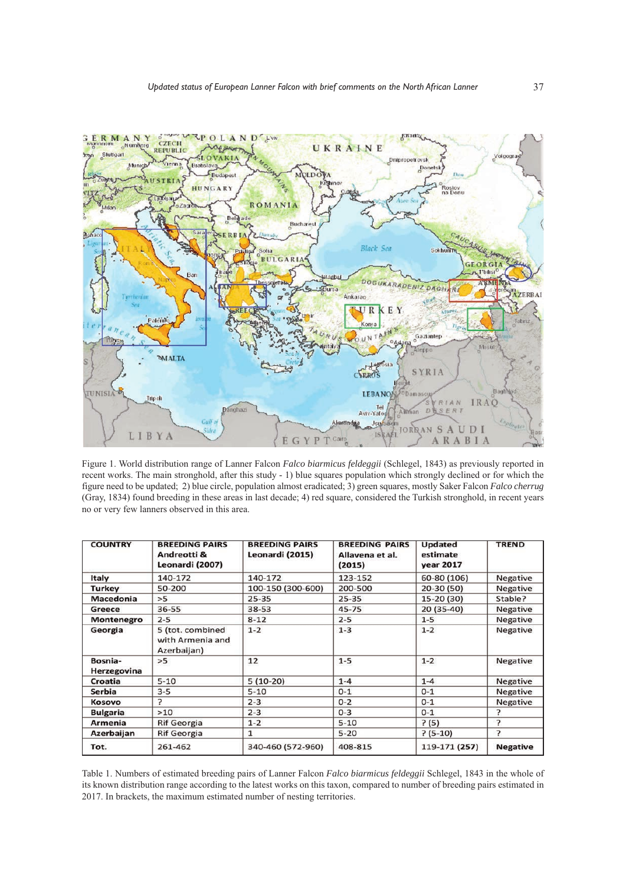Figure 1. World distribution range of Lanner Falcon *Falco biarmicus feldeggii* (Schlegel, 1843) as previously reported in recent works. The main stronghold, after this study - 1) blue squares population which strongly declined or for which the figure need to be updated; 2) blue circle, population almost eradicated; 3) green squares, mostly Saker Falcon *Falco cherrug* (Gray, 1834) found breeding in these areas in last decade; 4) red square, considered the Turkish stronghold, in recent years no or very few lanners observed in this area.

| COUNTRY | BREEDING PAIRS Andreotti & Leonardi (2007) | BREEDING PAIRS Leonardi (2015) | BREEDING PAIRS Allavena et al. (2015) | Updated estimate year 2017 | TREND |
|---|---|---|---|---|---|
| Italy | 140-172 | 140-172 | 123-152 | 60-80 (106) | Negative |
| Turkey | 50-200 | 100-150 (300-600) | 200-500 | 20-30 (50) | Negative |
| Macedonia | >5 | 25-35 | 25-35 | 15-20 (30) | Stable? |
| Greece | 36-55 | 38-53 | 45-75 | 20 (35-40) | Negative |
| Montenegro | 2-5 | 8-12 | 2-5 | 1-5 | Negative |
| Georgia | 5 (tot. combined with Armenia and Azerbaijan) | 1-2 | 1-3 | 1-2 | Negative |
| Bosnia-Herzegovina | >5 | 12 | 1-5 | 1-2 | Negative |
| Croatia | 5-10 | 5 (10-20) | 1-4 | 1-4 | Negative |
| Serbia | 3-5 | 5-10 | 0-1 | 0-1 | Negative |
| Kosovo | ? | 2-3 | 0-2 | 0-1 | Negative |
| Bulgaria | >10 | 2-3 | 0-3 | 0-1 | ? |
| Armenia | Rif Georgia | 1-2 | 5-10 | ? (5) | ? |
| Azerbaijan | Rif Georgia | 1 | 5-20 | ? (5-10) | ? |
| **Tot.** | 261-462 | 340-460 (572-960) | 408-815 | 119-171 **(257)** | **Negative** |

Table 1. Numbers of estimated breeding pairs of Lanner Falcon *Falco biarmicus feldeggii* Schlegel, 1843 in the whole of its known distribution range according to the latest works on this taxon, compared to number of breeding pairs estimated in 2017. In brackets, the maximum estimated number of nesting territories.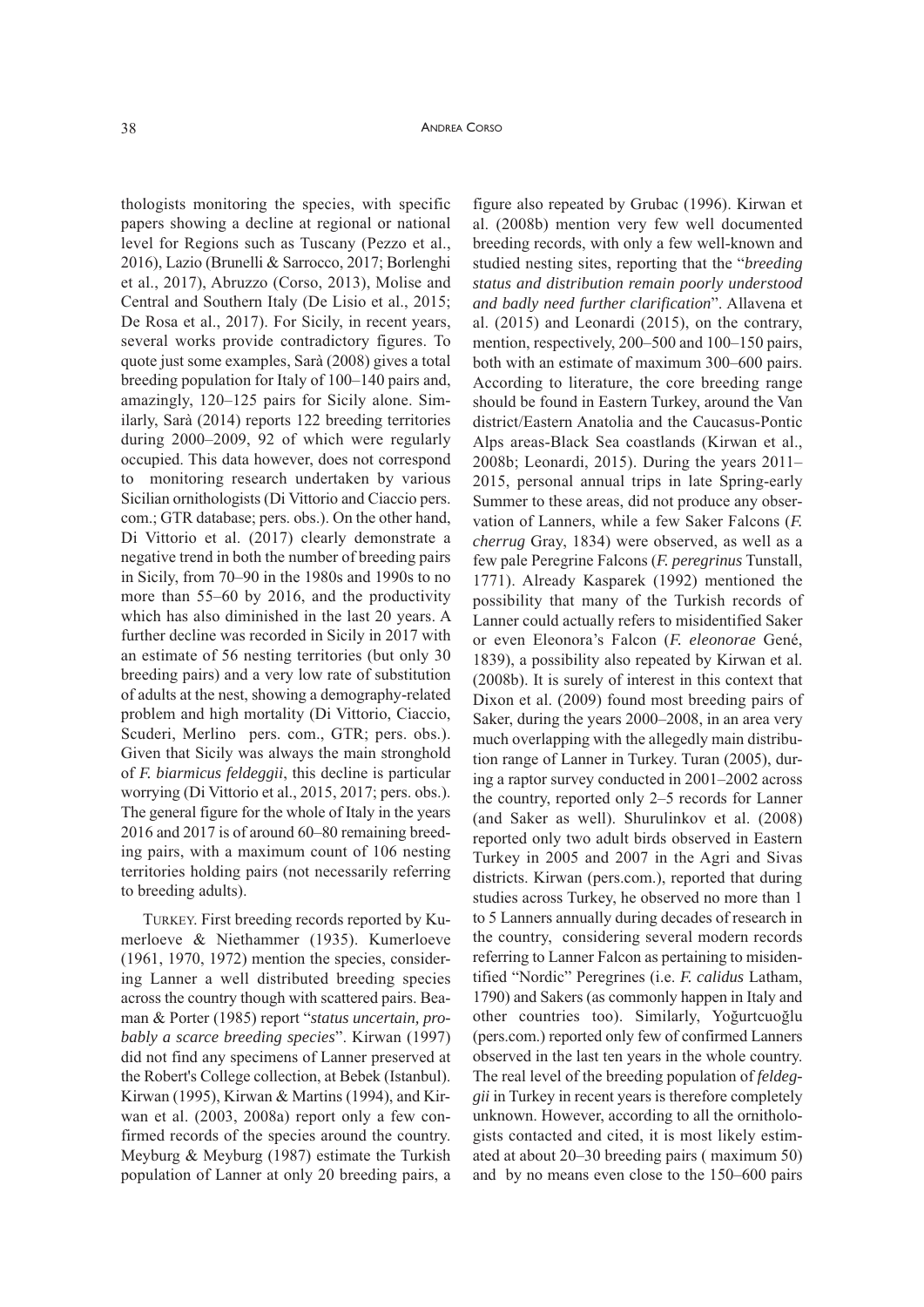thologists monitoring the species, with specific papers showing a decline at regional or national level for Regions such as Tuscany (Pezzo et al., 2016), Lazio (Brunelli & Sarrocco, 2017; Borlenghi et al., 2017), Abruzzo (Corso, 2013), Molise and Central and Southern Italy (De Lisio et al., 2015; De Rosa et al., 2017). For Sicily, in recent years, several works provide contradictory figures. To quote just some examples, Sarà (2008) gives a total breeding population for Italy of 100–140 pairs and, amazingly, 120–125 pairs for Sicily alone. Similarly, Sarà (2014) reports 122 breeding territories during 2000–2009, 92 of which were regularly occupied. This data however, does not correspond to monitoring research undertaken by various Sicilian ornithologists (Di Vittorio and Ciaccio pers. com.; GTR database; pers. obs.). On the other hand, Di Vittorio et al. (2017) clearly demonstrate a negative trend in both the number of breeding pairs in Sicily, from 70–90 in the 1980s and 1990s to no more than 55–60 by 2016, and the productivity which has also diminished in the last 20 years. A further decline was recorded in Sicily in 2017 with an estimate of 56 nesting territories (but only 30 breeding pairs) and a very low rate of substitution of adults at the nest, showing a demography-related problem and high mortality (Di Vittorio, Ciaccio, Scuderi, Merlino pers. com., GTR; pers. obs.). Given that Sicily was always the main stronghold of *F. biarmicus feldeggii*, this decline is particular worrying (Di Vittorio et al., 2015, 2017; pers. obs.). The general figure for the whole of Italy in the years 2016 and 2017 is of around 60–80 remaining breeding pairs, with a maximum count of 106 nesting territories holding pairs (not necessarily referring to breeding adults).

TURKEY. First breeding records reported by Kumerloeve & Niethammer (1935). Kumerloeve (1961, 1970, 1972) mention the species, considering Lanner a well distributed breeding species across the country though with scattered pairs. Beaman & Porter (1985) report "*status uncertain, probably a scarce breeding species*". Kirwan (1997) did not find any specimens of Lanner preserved at the Robert's College collection, at Bebek (Istanbul). Kirwan (1995), Kirwan & Martins (1994), and Kirwan et al. (2003, 2008a) report only a few confirmed records of the species around the country. Meyburg & Meyburg (1987) estimate the Turkish population of Lanner at only 20 breeding pairs, a figure also repeated by Grubac (1996). Kirwan et al. (2008b) mention very few well documented breeding records, with only a few well-known and studied nesting sites, reporting that the "*breeding status and distribution remain poorly understood and badly need further clarification*". Allavena et al. (2015) and Leonardi (2015), on the contrary, mention, respectively, 200–500 and 100–150 pairs, both with an estimate of maximum 300–600 pairs. According to literature, the core breeding range should be found in Eastern Turkey, around the Van district/Eastern Anatolia and the Caucasus-Pontic Alps areas-Black Sea coastlands (Kirwan et al., 2008b; Leonardi, 2015). During the years 2011–2015, personal annual trips in late Spring-early Summer to these areas, did not produce any observation of Lanners, while a few Saker Falcons (*F. cherrug* Gray, 1834) were observed, as well as a few pale Peregrine Falcons (*F. peregrinus* Tunstall, 1771). Already Kasparek (1992) mentioned the possibility that many of the Turkish records of Lanner could actually refers to misidentified Saker or even Eleonora's Falcon (*F. eleonorae* Gené, 1839), a possibility also repeated by Kirwan et al. (2008b). It is surely of interest in this context that Dixon et al. (2009) found most breeding pairs of Saker, during the years 2000–2008, in an area very much overlapping with the allegedly main distribution range of Lanner in Turkey. Turan (2005), during a raptor survey conducted in 2001–2002 across the country, reported only 2–5 records for Lanner (and Saker as well). Shurulinkov et al. (2008) reported only two adult birds observed in Eastern Turkey in 2005 and 2007 in the Agri and Sivas districts. Kirwan (pers.com.), reported that during studies across Turkey, he observed no more than 1 to 5 Lanners annually during decades of research in the country, considering several modern records referring to Lanner Falcon as pertaining to misidentified "Nordic" Peregrines (i.e. *F. calidus* Latham, 1790) and Sakers (as commonly happen in Italy and other countries too). Similarly, Yoğurtcuoğlu (pers.com.) reported only few of confirmed Lanners observed in the last ten years in the whole country. The real level of the breeding population of *feldeggii* in Turkey in recent years is therefore completely unknown. However, according to all the ornithologists contacted and cited, it is most likely estimated at about 20–30 breeding pairs ( maximum 50) and by no means even close to the 150–600 pairs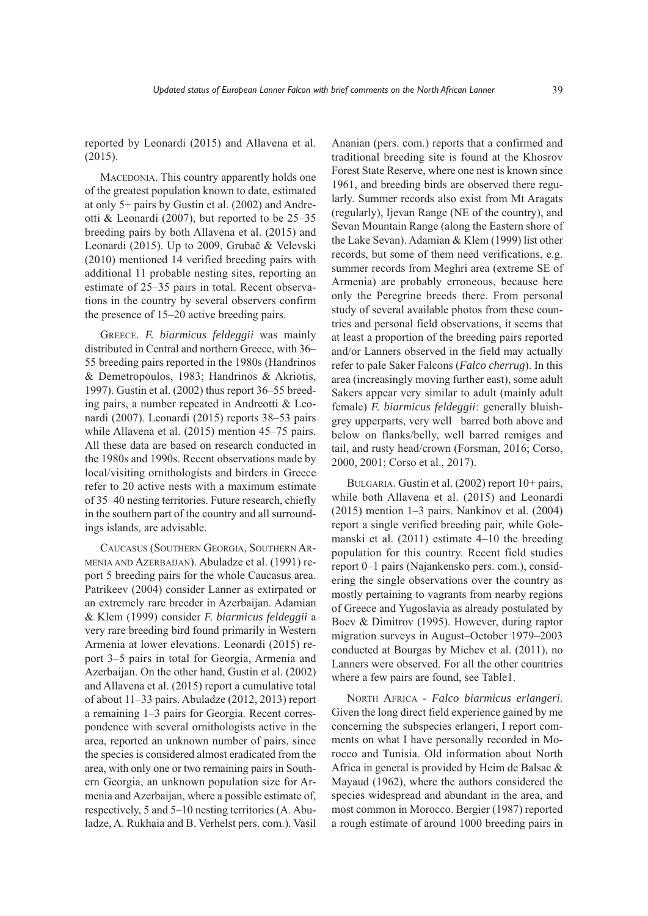reported by Leonardi (2015) and Allavena et al. (2015).

MACEDONIA. This country apparently holds one of the greatest population known to date, estimated at only 5+ pairs by Gustin et al. (2002) and Andreotti & Leonardi (2007), but reported to be 25–35 breeding pairs by both Allavena et al. (2015) and Leonardi (2015). Up to 2009, Grubač & Velevski (2010) mentioned 14 verified breeding pairs with additional 11 probable nesting sites, reporting an estimate of 25–35 pairs in total. Recent observations in the country by several observers confirm the presence of 15–20 active breeding pairs.

GREECE. *F. biarmicus feldeggii* was mainly distributed in Central and northern Greece, with 36–55 breeding pairs reported in the 1980s (Handrinos & Demetropoulos, 1983; Handrinos & Akriotis, 1997). Gustin et al. (2002) thus report 36–55 breeding pairs, a number repeated in Andreotti & Leonardi (2007). Leonardi (2015) reports 38–53 pairs while Allavena et al. (2015) mention 45–75 pairs. All these data are based on research conducted in the 1980s and 1990s. Recent observations made by local/visiting ornithologists and birders in Greece refer to 20 active nests with a maximum estimate of 35–40 nesting territories. Future research, chiefly in the southern part of the country and all surroundings islands, are advisable.

CAUCASUS (SOUTHERN GEORGIA, SOUTHERN ARMENIA AND AZERBAIJAN). Abuladze et al. (1991) report 5 breeding pairs for the whole Caucasus area. Patrikeev (2004) consider Lanner as extirpated or an extremely rare breeder in Azerbaijan. Adamian & Klem (1999) consider *F. biarmicus feldeggii* a very rare breeding bird found primarily in Western Armenia at lower elevations. Leonardi (2015) report 3–5 pairs in total for Georgia, Armenia and Azerbaijan. On the other hand, Gustin et al. (2002) and Allavena et al. (2015) report a cumulative total of about 11–33 pairs. Abuladze (2012, 2013) report a remaining 1–3 pairs for Georgia. Recent correspondence with several ornithologists active in the area, reported an unknown number of pairs, since the species is considered almost eradicated from the area, with only one or two remaining pairs in Southern Georgia, an unknown population size for Armenia and Azerbaijan, where a possible estimate of, respectively, 5 and 5–10 nesting territories (A. Abuladze, A. Rukhaia and B. Verhelst pers. com.). Vasil Ananian (pers. com.) reports that a confirmed and traditional breeding site is found at the Khosrov Forest State Reserve, where one nest is known since 1961, and breeding birds are observed there regularly. Summer records also exist from Mt Aragats (regularly), Ijevan Range (NE of the country), and Sevan Mountain Range (along the Eastern shore of the Lake Sevan). Adamian & Klem (1999) list other records, but some of them need verifications, e.g. summer records from Meghri area (extreme SE of Armenia) are probably erroneous, because here only the Peregrine breeds there. From personal study of several available photos from these countries and personal field observations, it seems that at least a proportion of the breeding pairs reported and/or Lanners observed in the field may actually refer to pale Saker Falcons (*Falco cherrug*). In this area (increasingly moving further east), some adult Sakers appear very similar to adult (mainly adult female) *F. biarmicus feldeggii*: generally bluish-grey upperparts, very well barred both above and below on flanks/belly, well barred remiges and tail, and rusty head/crown (Forsman, 2016; Corso, 2000, 2001; Corso et al., 2017).

BULGARIA. Gustin et al. (2002) report 10+ pairs, while both Allavena et al. (2015) and Leonardi (2015) mention 1–3 pairs. Nankinov et al. (2004) report a single verified breeding pair, while Golemanski et al. (2011) estimate 4–10 the breeding population for this country. Recent field studies report 0–1 pairs (Najankensko pers. com.), considering the single observations over the country as mostly pertaining to vagrants from nearby regions of Greece and Yugoslavia as already postulated by Boev & Dimitrov (1995). However, during raptor migration surveys in August–October 1979–2003 conducted at Bourgas by Michev et al. (2011), no Lanners were observed. For all the other countries where a few pairs are found, see Table1.

NORTH AFRICA - *Falco biarmicus erlangeri*. Given the long direct field experience gained by me concerning the subspecies erlangeri, I report comments on what I have personally recorded in Morocco and Tunisia. Old information about North Africa in general is provided by Heim de Balsac & Mayaud (1962), where the authors considered the species widespread and abundant in the area, and most common in Morocco. Bergier (1987) reported a rough estimate of around 1000 breeding pairs in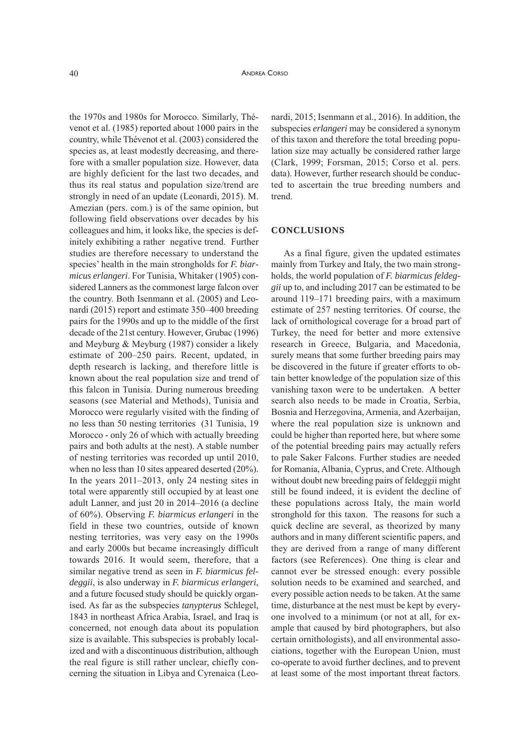the 1970s and 1980s for Morocco. Similarly, Thévenot et al. (1985) reported about 1000 pairs in the country, while Thévenot et al. (2003) considered the species as, at least modestly decreasing, and therefore with a smaller population size. However, data are highly deficient for the last two decades, and thus its real status and population size/trend are strongly in need of an update (Leonardi, 2015). M. Amezian (pers. com.) is of the same opinion, but following field observations over decades by his colleagues and him, it looks like, the species is definitely exhibiting a rather negative trend. Further studies are therefore necessary to understand the species' health in the main strongholds for *F. biarmicus erlangeri*. For Tunisia, Whitaker (1905) considered Lanners as the commonest large falcon over the country. Both Isenmann et al. (2005) and Leonardi (2015) report and estimate 350–400 breeding pairs for the 1990s and up to the middle of the first decade of the 21st century. However, Grubac (1996) and Meyburg & Meyburg (1987) consider a likely estimate of 200–250 pairs. Recent, updated, in depth research is lacking, and therefore little is known about the real population size and trend of this falcon in Tunisia. During numerous breeding seasons (see Material and Methods), Tunisia and Morocco were regularly visited with the finding of no less than 50 nesting territories (31 Tunisia, 19 Morocco - only 26 of which with actually breeding pairs and both adults at the nest). A stable number of nesting territories was recorded up until 2010, when no less than 10 sites appeared deserted (20%). In the years 2011–2013, only 24 nesting sites in total were apparently still occupied by at least one adult Lanner, and just 20 in 2014–2016 (a decline of 60%). Observing *F. biarmicus erlangeri* in the field in these two countries, outside of known nesting territories, was very easy on the 1990s and early 2000s but became increasingly difficult towards 2016. It would seem, therefore, that a similar negative trend as seen in *F. biarmicus feldeggii*, is also underway in *F. biarmicus erlangeri*, and a future focused study should be quickly organised. As far as the subspecies *tanypterus* Schlegel, 1843 in northeast Africa Arabia, Israel, and Iraq is concerned, not enough data about its population size is available. This subspecies is probably localized and with a discontinuous distribution, although the real figure is still rather unclear, chiefly concerning the situation in Libya and Cyrenaica (Leonardi, 2015; Isenmann et al., 2016). In addition, the subspecies *erlangeri* may be considered a synonym of this taxon and therefore the total breeding population size may actually be considered rather large (Clark, 1999; Forsman, 2015; Corso et al. pers. data). However, further research should be conducted to ascertain the true breeding numbers and trend.

## CONCLUSIONS

As a final figure, given the updated estimates mainly from Turkey and Italy, the two main strongholds, the world population of *F. biarmicus feldeggii* up to, and including 2017 can be estimated to be around 119–171 breeding pairs, with a maximum estimate of 257 nesting territories. Of course, the lack of ornithological coverage for a broad part of Turkey, the need for better and more extensive research in Greece, Bulgaria, and Macedonia, surely means that some further breeding pairs may be discovered in the future if greater efforts to obtain better knowledge of the population size of this vanishing taxon were to be undertaken. A better search also needs to be made in Croatia, Serbia, Bosnia and Herzegovina, Armenia, and Azerbaijan, where the real population size is unknown and could be higher than reported here, but where some of the potential breeding pairs may actually refers to pale Saker Falcons. Further studies are needed for Romania, Albania, Cyprus, and Crete. Although without doubt new breeding pairs of feldeggii might still be found indeed, it is evident the decline of these populations across Italy, the main world stronghold for this taxon. The reasons for such a quick decline are several, as theorized by many authors and in many different scientific papers, and they are derived from a range of many different factors (see References). One thing is clear and cannot ever be stressed enough: every possible solution needs to be examined and searched, and every possible action needs to be taken. At the same time, disturbance at the nest must be kept by everyone involved to a minimum (or not at all, for example that caused by bird photographers, but also certain ornithologists), and all environmental associations, together with the European Union, must co-operate to avoid further declines, and to prevent at least some of the most important threat factors.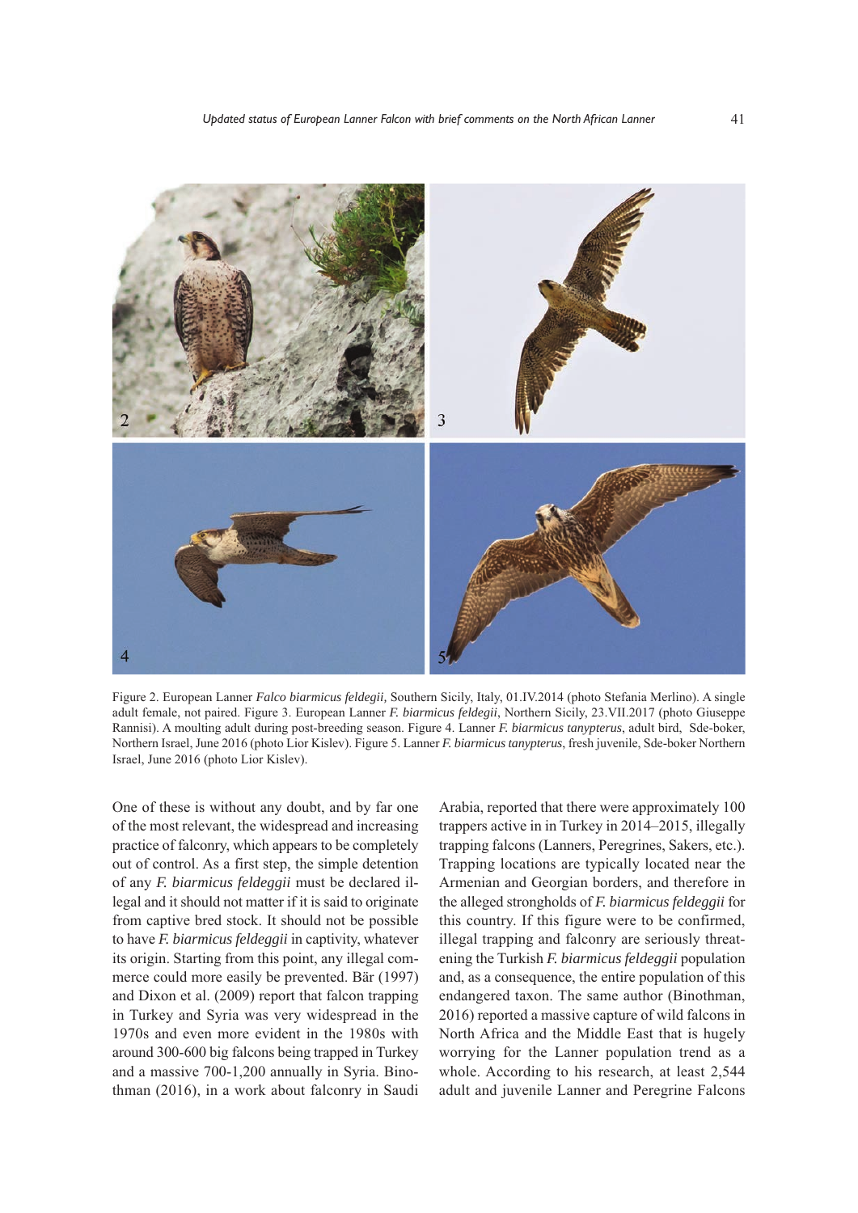Figure 2. European Lanner *Falco biarmicus feldegii*, Southern Sicily, Italy, 01.IV.2014 (photo Stefania Merlino). A single adult female, not paired. Figure 3. European Lanner *F. biarmicus feldegii*, Northern Sicily, 23.VII.2017 (photo Giuseppe Rannisi). A moulting adult during post-breeding season. Figure 4. Lanner *F. biarmicus tanypterus*, adult bird, Sde-boker, Northern Israel, June 2016 (photo Lior Kislev). Figure 5. Lanner *F. biarmicus tanypterus*, fresh juvenile, Sde-boker Northern Israel, June 2016 (photo Lior Kislev).

One of these is without any doubt, and by far one of the most relevant, the widespread and increasing practice of falconry, which appears to be completely out of control. As a first step, the simple detention of any *F. biarmicus feldeggii* must be declared illegal and it should not matter if it is said to originate from captive bred stock. It should not be possible to have *F. biarmicus feldeggii* in captivity, whatever its origin. Starting from this point, any illegal commerce could more easily be prevented. Bär (1997) and Dixon et al. (2009) report that falcon trapping in Turkey and Syria was very widespread in the 1970s and even more evident in the 1980s with around 300-600 big falcons being trapped in Turkey and a massive 700-1,200 annually in Syria. Binothman (2016), in a work about falconry in Saudi Arabia, reported that there were approximately 100 trappers active in in Turkey in 2014–2015, illegally trapping falcons (Lanners, Peregrines, Sakers, etc.). Trapping locations are typically located near the Armenian and Georgian borders, and therefore in the alleged strongholds of *F. biarmicus feldeggii* for this country. If this figure were to be confirmed, illegal trapping and falconry are seriously threatening the Turkish *F. biarmicus feldeggii* population and, as a consequence, the entire population of this endangered taxon. The same author (Binothman, 2016) reported a massive capture of wild falcons in North Africa and the Middle East that is hugely worrying for the Lanner population trend as a whole. According to his research, at least 2,544 adult and juvenile Lanner and Peregrine Falcons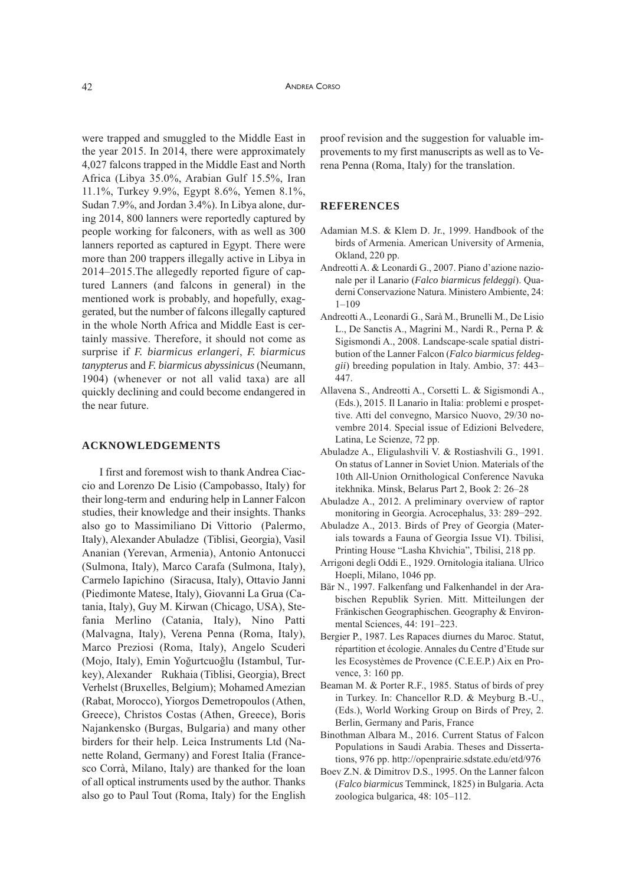were trapped and smuggled to the Middle East in the year 2015. In 2014, there were approximately 4,027 falcons trapped in the Middle East and North Africa (Libya 35.0%, Arabian Gulf 15.5%, Iran 11.1%, Turkey 9.9%, Egypt 8.6%, Yemen 8.1%, Sudan 7.9%, and Jordan 3.4%). In Libya alone, during 2014, 800 lanners were reportedly captured by people working for falconers, with as well as 300 lanners reported as captured in Egypt. There were more than 200 trappers illegally active in Libya in 2014–2015.The allegedly reported figure of captured Lanners (and falcons in general) in the mentioned work is probably, and hopefully, exaggerated, but the number of falcons illegally captured in the whole North Africa and Middle East is certainly massive. Therefore, it should not come as surprise if *F. biarmicus erlangeri*, *F. biarmicus tanypterus* and *F. biarmicus abyssinicus* (Neumann, 1904) (whenever or not all valid taxa) are all quickly declining and could become endangered in the near future.

## ACKNOWLEDGEMENTS

I first and foremost wish to thank Andrea Ciaccio and Lorenzo De Lisio (Campobasso, Italy) for their long-term and enduring help in Lanner Falcon studies, their knowledge and their insights. Thanks also go to Massimiliano Di Vittorio (Palermo, Italy), Alexander Abuladze (Tiblisi, Georgia), Vasil Ananian (Yerevan, Armenia), Antonio Antonucci (Sulmona, Italy), Marco Carafa (Sulmona, Italy), Carmelo Iapichino (Siracusa, Italy), Ottavio Janni (Piedimonte Matese, Italy), Giovanni La Grua (Catania, Italy), Guy M. Kirwan (Chicago, USA), Stefania Merlino (Catania, Italy), Nino Patti (Malvagna, Italy), Verena Penna (Roma, Italy), Marco Preziosi (Roma, Italy), Angelo Scuderi (Mojo, Italy), Emin Yoğurtcuoğlu (Istambul, Turkey), Alexander Rukhaia (Tiblisi, Georgia), Brect Verhelst (Bruxelles, Belgium); Mohamed Amezian (Rabat, Morocco), Yiorgos Demetropoulos (Athen, Greece), Christos Costas (Athen, Greece), Boris Najankensko (Burgas, Bulgaria) and many other birders for their help. Leica Instruments Ltd (Nanette Roland, Germany) and Forest Italia (Francesco Corrà, Milano, Italy) are thanked for the loan of all optical instruments used by the author. Thanks also go to Paul Tout (Roma, Italy) for the English proof revision and the suggestion for valuable improvements to my first manuscripts as well as to Verena Penna (Roma, Italy) for the translation.

## REFERENCES

Adamian M.S. & Klem D. Jr., 1999. Handbook of the birds of Armenia. American University of Armenia, Okland, 220 pp.

Andreotti A. & Leonardi G., 2007. Piano d'azione nazionale per il Lanario (*Falco biarmicus feldeggi*). Quaderni Conservazione Natura. Ministero Ambiente, 24: 1–109

Andreotti A., Leonardi G., Sarà M., Brunelli M., De Lisio L., De Sanctis A., Magrini M., Nardi R., Perna P. & Sigismondi A., 2008. Landscape-scale spatial distribution of the Lanner Falcon (*Falco biarmicus feldeggii*) breeding population in Italy. Ambio, 37: 443–447.

Allavena S., Andreotti A., Corsetti L. & Sigismondi A., (Eds.), 2015. Il Lanario in Italia: problemi e prospettive. Atti del convegno, Marsico Nuovo, 29/30 novembre 2014. Special issue of Edizioni Belvedere, Latina, Le Scienze, 72 pp.

Abuladze A., Eligulashvili V. & Rostiashvili G., 1991. On status of Lanner in Soviet Union. Materials of the 10th All-Union Ornithological Conference Navuka itekhnika. Minsk, Belarus Part 2, Book 2: 26–28

Abuladze A., 2012. A preliminary overview of raptor monitoring in Georgia. Acrocephalus, 33: 289−292.

Abuladze A., 2013. Birds of Prey of Georgia (Materials towards a Fauna of Georgia Issue VI). Tbilisi, Printing House "Lasha Khvichia", Tbilisi, 218 pp.

Arrigoni degli Oddi E., 1929. Ornitologia italiana. Ulrico Hoepli, Milano, 1046 pp.

Bär N., 1997. Falkenfang und Falkenhandel in der Arabischen Republik Syrien. Mitt. Mitteilungen der Fränkischen Geographischen. Geography & Environmental Sciences, 44: 191–223.

Bergier P., 1987. Les Rapaces diurnes du Maroc. Statut, répartition et écologie. Annales du Centre d'Etude sur les Ecosystèmes de Provence (C.E.E.P.) Aix en Provence, 3: 160 pp.

Beaman M. & Porter R.F., 1985. Status of birds of prey in Turkey. In: Chancellor R.D. & Meyburg B.-U., (Eds.), World Working Group on Birds of Prey, 2. Berlin, Germany and Paris, France

Binothman Albara M., 2016. Current Status of Falcon Populations in Saudi Arabia. Theses and Dissertations, 976 pp. http://openprairie.sdstate.edu/etd/976

Boev Z.N. & Dimitrov D.S., 1995. On the Lanner falcon (*Falco biarmicus* Temminck, 1825) in Bulgaria. Acta zoologica bulgarica, 48: 105–112.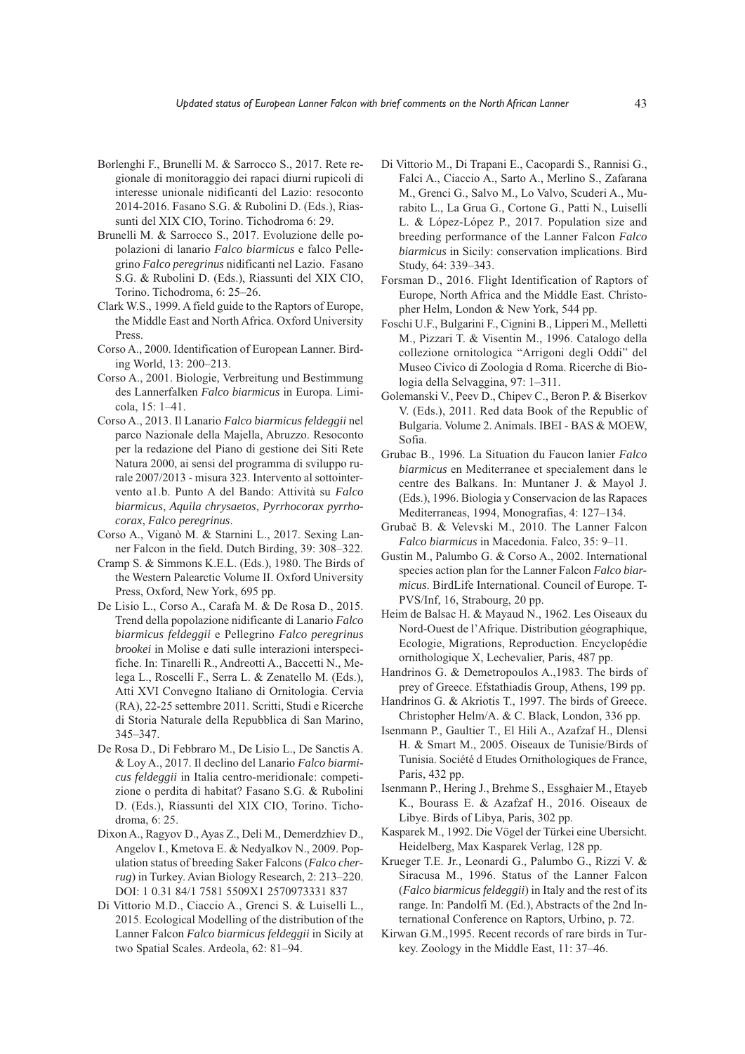Borlenghi F., Brunelli M. & Sarrocco S., 2017. Rete regionale di monitoraggio dei rapaci diurni rupicoli di interesse unionale nidificanti del Lazio: resoconto 2014-2016. Fasano S.G. & Rubolini D. (Eds.), Riassunti del XIX CIO, Torino. Tichodroma 6: 29.

Brunelli M. & Sarrocco S., 2017. Evoluzione delle popolazioni di lanario *Falco biarmicus* e falco Pellegrino *Falco peregrinus* nidificanti nel Lazio. Fasano S.G. & Rubolini D. (Eds.), Riassunti del XIX CIO, Torino. Tichodroma, 6: 25–26.

Clark W.S., 1999. A field guide to the Raptors of Europe, the Middle East and North Africa. Oxford University Press.

Corso A., 2000. Identification of European Lanner. Birding World, 13: 200–213.

Corso A., 2001. Biologie, Verbreitung und Bestimmung des Lannerfalken *Falco biarmicus* in Europa. Limicola, 15: 1–41.

Corso A., 2013. Il Lanario *Falco biarmicus feldeggii* nel parco Nazionale della Majella, Abruzzo. Resoconto per la redazione del Piano di gestione dei Siti Rete Natura 2000, ai sensi del programma di sviluppo rurale 2007/2013 - misura 323. Intervento al sottointervento a1.b. Punto A del Bando: Attività su *Falco biarmicus*, *Aquila chrysaetos*, *Pyrrhocorax pyrrhocorax*, *Falco peregrinus*.

Corso A., Viganò M. & Starnini L., 2017. Sexing Lanner Falcon in the field. Dutch Birding, 39: 308–322.

Cramp S. & Simmons K.E.L. (Eds.), 1980. The Birds of the Western Palearctic Volume II. Oxford University Press, Oxford, New York, 695 pp.

De Lisio L., Corso A., Carafa M. & De Rosa D., 2015. Trend della popolazione nidificante di Lanario *Falco biarmicus feldeggii* e Pellegrino *Falco peregrinus brookei* in Molise e dati sulle interazioni interspecifiche. In: Tinarelli R., Andreotti A., Baccetti N., Melega L., Roscelli F., Serra L. & Zenatello M. (Eds.), Atti XVI Convegno Italiano di Ornitologia. Cervia (RA), 22-25 settembre 2011. Scritti, Studi e Ricerche di Storia Naturale della Repubblica di San Marino, 345–347.

De Rosa D., Di Febbraro M., De Lisio L., De Sanctis A. & Loy A., 2017. Il declino del Lanario *Falco biarmicus feldeggii* in Italia centro-meridionale: competizione o perdita di habitat? Fasano S.G. & Rubolini D. (Eds.), Riassunti del XIX CIO, Torino. Tichodroma, 6: 25.

Dixon A., Ragyov D., Ayas Z., Deli M., Demerdzhiev D., Angelov I., Kmetova E. & Nedyalkov N., 2009. Population status of breeding Saker Falcons (*Falco cherrug*) in Turkey. Avian Biology Research, 2: 213–220. DOI: 1 0.31 84/1 7581 5509X1 2570973331 837

Di Vittorio M.D., Ciaccio A., Grenci S. & Luiselli L., 2015. Ecological Modelling of the distribution of the Lanner Falcon *Falco biarmicus feldeggii* in Sicily at two Spatial Scales. Ardeola, 62: 81–94.

Di Vittorio M., Di Trapani E., Cacopardi S., Rannisi G., Falci A., Ciaccio A., Sarto A., Merlino S., Zafarana M., Grenci G., Salvo M., Lo Valvo, Scuderi A., Murabito L., La Grua G., Cortone G., Patti N., Luiselli L. & López-López P., 2017. Population size and breeding performance of the Lanner Falcon *Falco biarmicus* in Sicily: conservation implications. Bird Study, 64: 339–343.

Forsman D., 2016. Flight Identification of Raptors of Europe, North Africa and the Middle East. Christopher Helm, London & New York, 544 pp.

Foschi U.F., Bulgarini F., Cignini B., Lipperi M., Melletti M., Pizzari T. & Visentin M., 1996. Catalogo della collezione ornitologica "Arrigoni degli Oddi" del Museo Civico di Zoologia d Roma. Ricerche di Biologia della Selvaggina, 97: 1–311.

Golemanski V., Peev D., Chipev C., Beron P. & Biserkov V. (Eds.), 2011. Red data Book of the Republic of Bulgaria. Volume 2. Animals. IBEI - BAS & MOEW, Sofia.

Grubac B., 1996. La Situation du Faucon lanier *Falco biarmicus* en Mediterranee et specialement dans le centre des Balkans. In: Muntaner J. & Mayol J. (Eds.), 1996. Biologia y Conservacion de las Rapaces Mediterraneas, 1994, Monografias, 4: 127–134.

Grubač B. & Velevski M., 2010. The Lanner Falcon *Falco biarmicus* in Macedonia. Falco, 35: 9–11.

Gustin M., Palumbo G. & Corso A., 2002. International species action plan for the Lanner Falcon *Falco biarmicus*. BirdLife International. Council of Europe. T-PVS/Inf, 16, Strabourg, 20 pp.

Heim de Balsac H. & Mayaud N., 1962. Les Oiseaux du Nord-Ouest de l'Afrique. Distribution géographique, Ecologie, Migrations, Reproduction. Encyclopédie ornithologique X, Lechevalier, Paris, 487 pp.

Handrinos G. & Demetropoulos A.,1983. The birds of prey of Greece. Efstathiadis Group, Athens, 199 pp.

Handrinos G. & Akriotis T., 1997. The birds of Greece. Christopher Helm/A. & C. Black, London, 336 pp.

Isenmann P., Gaultier T., El Hili A., Azafzaf H., Dlensi H. & Smart M., 2005. Oiseaux de Tunisie/Birds of Tunisia. Société d Etudes Ornithologiques de France, Paris, 432 pp.

Isenmann P., Hering J., Brehme S., Essghaier M., Etayeb K., Bourass E. & Azafzaf H., 2016. Oiseaux de Libye. Birds of Libya, Paris, 302 pp.

Kasparek M., 1992. Die Vögel der Türkei eine Ubersicht. Heidelberg, Max Kasparek Verlag, 128 pp.

Krueger T.E. Jr., Leonardi G., Palumbo G., Rizzi V. & Siracusa M., 1996. Status of the Lanner Falcon (*Falco biarmicus feldeggii*) in Italy and the rest of its range. In: Pandolfi M. (Ed.), Abstracts of the 2nd International Conference on Raptors, Urbino, p. 72.

Kirwan G.M.,1995. Recent records of rare birds in Turkey. Zoology in the Middle East, 11: 37–46.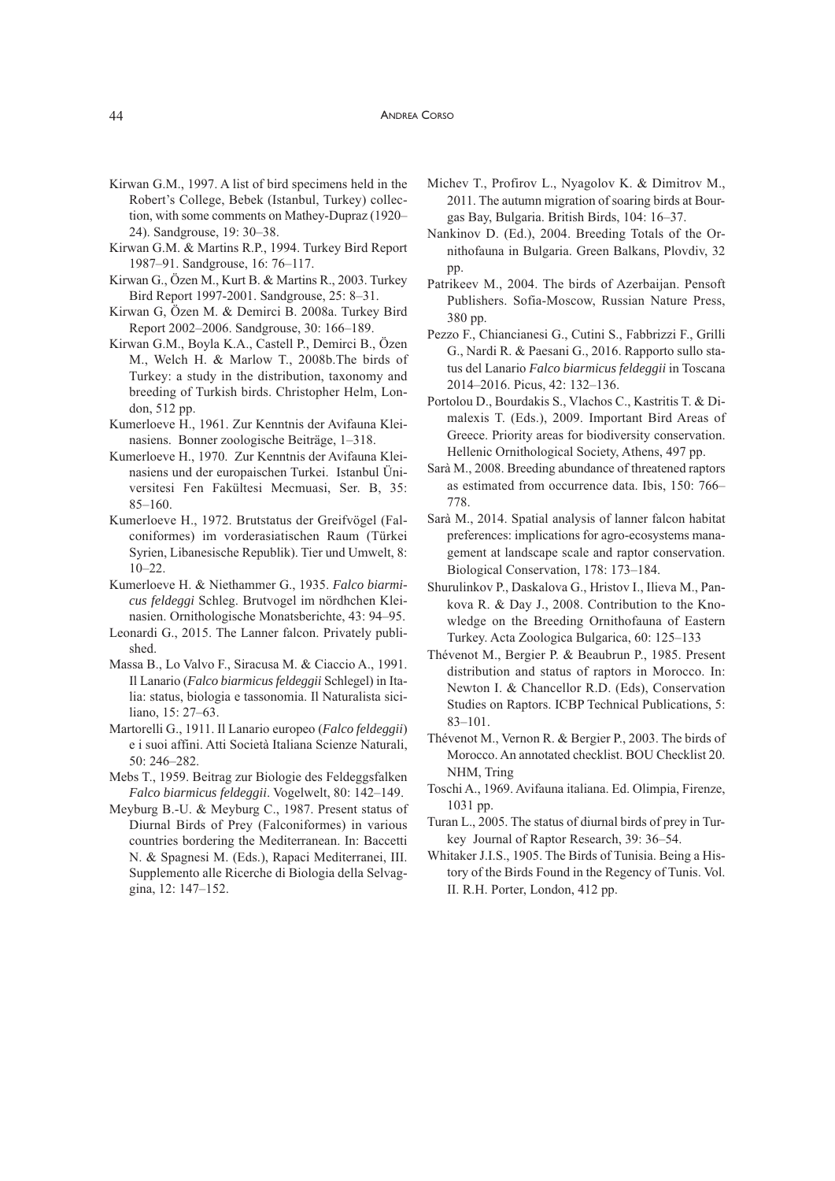Kirwan G.M., 1997. A list of bird specimens held in the Robert's College, Bebek (Istanbul, Turkey) collection, with some comments on Mathey-Dupraz (1920–24). Sandgrouse, 19: 30–38.

Kirwan G.M. & Martins R.P., 1994. Turkey Bird Report 1987–91. Sandgrouse, 16: 76–117.

Kirwan G., Özen M., Kurt B. & Martins R., 2003. Turkey Bird Report 1997-2001. Sandgrouse, 25: 8–31.

Kirwan G, Özen M. & Demirci B. 2008a. Turkey Bird Report 2002–2006. Sandgrouse, 30: 166–189.

Kirwan G.M., Boyla K.A., Castell P., Demirci B., Özen M., Welch H. & Marlow T., 2008b.The birds of Turkey: a study in the distribution, taxonomy and breeding of Turkish birds. Christopher Helm, London, 512 pp.

Kumerloeve H., 1961. Zur Kenntnis der Avifauna Kleinasiens. Bonner zoologische Beiträge, 1–318.

Kumerloeve H., 1970. Zur Kenntnis der Avifauna Kleinasiens und der europaischen Turkei. Istanbul Üniversitesi Fen Fakültesi Mecmuasi, Ser. B, 35: 85–160.

Kumerloeve H., 1972. Brutstatus der Greifvögel (Falconiformes) im vorderasiatischen Raum (Türkei Syrien, Libanesische Republik). Tier und Umwelt, 8: 10–22.

Kumerloeve H. & Niethammer G., 1935. *Falco biarmicus feldeggi* Schleg. Brutvogel im nördhchen Kleinasien. Ornithologische Monatsberichte, 43: 94–95.

Leonardi G., 2015. The Lanner falcon. Privately published.

Massa B., Lo Valvo F., Siracusa M. & Ciaccio A., 1991. Il Lanario (*Falco biarmicus feldeggii* Schlegel) in Italia: status, biologia e tassonomia. Il Naturalista siciliano, 15: 27–63.

Martorelli G., 1911. Il Lanario europeo (*Falco feldeggii*) e i suoi affini. Atti Società Italiana Scienze Naturali, 50: 246–282.

Mebs T., 1959. Beitrag zur Biologie des Feldeggsfalken *Falco biarmicus feldeggii*. Vogelwelt, 80: 142–149.

Meyburg B.-U. & Meyburg C., 1987. Present status of Diurnal Birds of Prey (Falconiformes) in various countries bordering the Mediterranean. In: Baccetti N. & Spagnesi M. (Eds.), Rapaci Mediterranei, III. Supplemento alle Ricerche di Biologia della Selvaggina, 12: 147–152.

Michev T., Profirov L., Nyagolov K. & Dimitrov M., 2011. The autumn migration of soaring birds at Bourgas Bay, Bulgaria. British Birds, 104: 16–37.

Nankinov D. (Ed.), 2004. Breeding Totals of the Ornithofauna in Bulgaria. Green Balkans, Plovdiv, 32 pp.

Patrikeev M., 2004. The birds of Azerbaijan. Pensoft Publishers. Sofia-Moscow, Russian Nature Press, 380 pp.

Pezzo F., Chiancianesi G., Cutini S., Fabbrizzi F., Grilli G., Nardi R. & Paesani G., 2016. Rapporto sullo status del Lanario *Falco biarmicus feldeggii* in Toscana 2014–2016. Picus, 42: 132–136.

Portolou D., Bourdakis S., Vlachos C., Kastritis T. & Dimalexis T. (Eds.), 2009. Important Bird Areas of Greece. Priority areas for biodiversity conservation. Hellenic Ornithological Society, Athens, 497 pp.

Sarà M., 2008. Breeding abundance of threatened raptors as estimated from occurrence data. Ibis, 150: 766–778.

Sarà M., 2014. Spatial analysis of lanner falcon habitat preferences: implications for agro-ecosystems management at landscape scale and raptor conservation. Biological Conservation, 178: 173–184.

Shurulinkov P., Daskalova G., Hristov I., Ilieva M., Pankova R. & Day J., 2008. Contribution to the Knowledge on the Breeding Ornithofauna of Eastern Turkey. Acta Zoologica Bulgarica, 60: 125–133

Thévenot M., Bergier P. & Beaubrun P., 1985. Present distribution and status of raptors in Morocco. In: Newton I. & Chancellor R.D. (Eds), Conservation Studies on Raptors. ICBP Technical Publications, 5: 83–101.

Thévenot M., Vernon R. & Bergier P., 2003. The birds of Morocco. An annotated checklist. BOU Checklist 20. NHM, Tring

Toschi A., 1969. Avifauna italiana. Ed. Olimpia, Firenze, 1031 pp.

Turan L., 2005. The status of diurnal birds of prey in Turkey Journal of Raptor Research, 39: 36–54.

Whitaker J.I.S., 1905. The Birds of Tunisia. Being a History of the Birds Found in the Regency of Tunis. Vol. II. R.H. Porter, London, 412 pp.